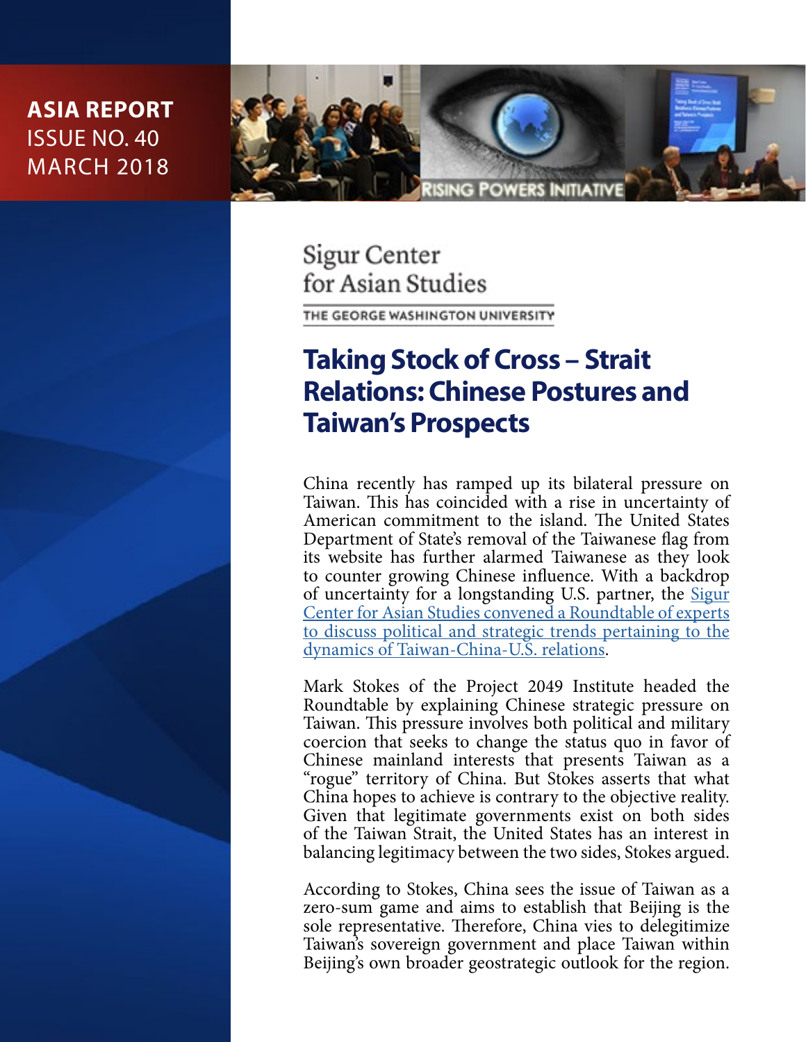**ASIA REPORT**
ISSUE NO. 40
MARCH 2018

RISING POWERS INITIATIVE

Sigur Center for Asian Studies
THE GEORGE WASHINGTON UNIVERSITY

# Taking Stock of Cross – Strait Relations: Chinese Postures and Taiwan's Prospects

China recently has ramped up its bilateral pressure on Taiwan. This has coincided with a rise in uncertainty of American commitment to the island. The United States Department of State's removal of the Taiwanese flag from its website has further alarmed Taiwanese as they look to counter growing Chinese influence. With a backdrop of uncertainty for a longstanding U.S. partner, the Sigur Center for Asian Studies convened a Roundtable of experts to discuss political and strategic trends pertaining to the dynamics of Taiwan-China-U.S. relations.

Mark Stokes of the Project 2049 Institute headed the Roundtable by explaining Chinese strategic pressure on Taiwan. This pressure involves both political and military coercion that seeks to change the status quo in favor of Chinese mainland interests that presents Taiwan as a "rogue" territory of China. But Stokes asserts that what China hopes to achieve is contrary to the objective reality. Given that legitimate governments exist on both sides of the Taiwan Strait, the United States has an interest in balancing legitimacy between the two sides, Stokes argued.

According to Stokes, China sees the issue of Taiwan as a zero-sum game and aims to establish that Beijing is the sole representative. Therefore, China vies to delegitimize Taiwan's sovereign government and place Taiwan within Beijing's own broader geostrategic outlook for the region.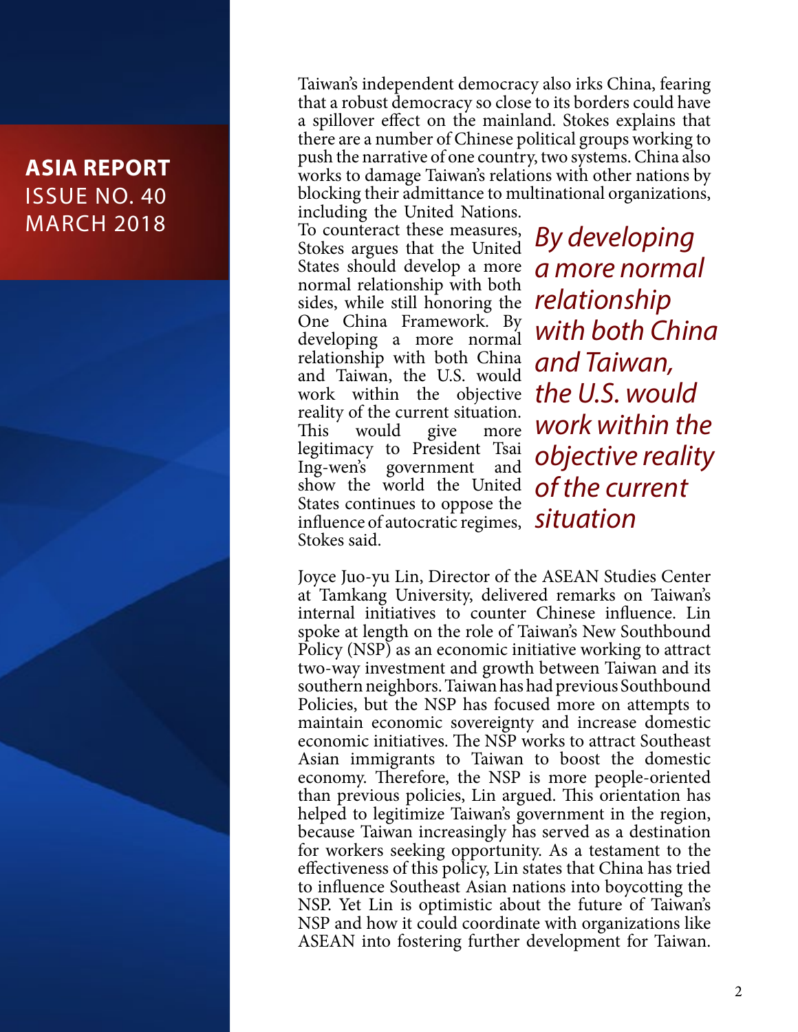Taiwan's independent democracy also irks China, fearing that a robust democracy so close to its borders could have a spillover effect on the mainland. Stokes explains that there are a number of Chinese political groups working to push the narrative of one country, two systems. China also works to damage Taiwan's relations with other nations by blocking their admittance to multinational organizations, including the United Nations.

To counteract these measures, Stokes argues that the United States should develop a more normal relationship with both sides, while still honoring the One China Framework. By developing a more normal relationship with both China and Taiwan, the U.S. would work within the objective reality of the current situation. This would give more legitimacy to President Tsai Ing-wen's government and show the world the United States continues to oppose the influence of autocratic regimes, Stokes said.

*By developing a more normal relationship with both China and Taiwan, the U.S. would work within the objective reality of the current situation*

Joyce Juo-yu Lin, Director of the ASEAN Studies Center at Tamkang University, delivered remarks on Taiwan's internal initiatives to counter Chinese influence. Lin spoke at length on the role of Taiwan's New Southbound Policy (NSP) as an economic initiative working to attract two-way investment and growth between Taiwan and its southern neighbors. Taiwan has had previous Southbound Policies, but the NSP has focused more on attempts to maintain economic sovereignty and increase domestic economic initiatives. The NSP works to attract Southeast Asian immigrants to Taiwan to boost the domestic economy. Therefore, the NSP is more people-oriented than previous policies, Lin argued. This orientation has helped to legitimize Taiwan's government in the region, because Taiwan increasingly has served as a destination for workers seeking opportunity. As a testament to the effectiveness of this policy, Lin states that China has tried to influence Southeast Asian nations into boycotting the NSP. Yet Lin is optimistic about the future of Taiwan's NSP and how it could coordinate with organizations like ASEAN into fostering further development for Taiwan.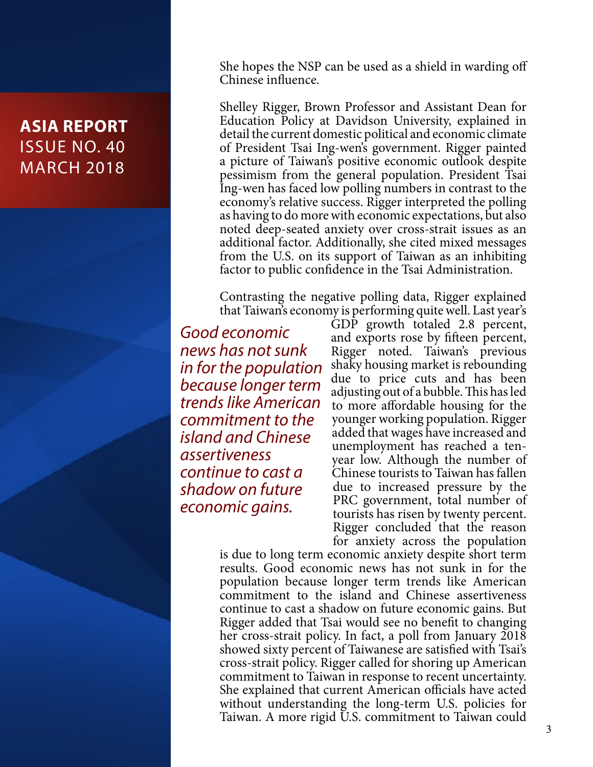She hopes the NSP can be used as a shield in warding off Chinese influence.

Shelley Rigger, Brown Professor and Assistant Dean for Education Policy at Davidson University, explained in detail the current domestic political and economic climate of President Tsai Ing-wen's government. Rigger painted a picture of Taiwan's positive economic outlook despite pessimism from the general population. President Tsai Ing-wen has faced low polling numbers in contrast to the economy's relative success. Rigger interpreted the polling as having to do more with economic expectations, but also noted deep-seated anxiety over cross-strait issues as an additional factor. Additionally, she cited mixed messages from the U.S. on its support of Taiwan as an inhibiting factor to public confidence in the Tsai Administration.

*Good economic news has not sunk in for the population because longer term trends like American commitment to the island and Chinese assertiveness continue to cast a shadow on future economic gains.*

Contrasting the negative polling data, Rigger explained that Taiwan's economy is performing quite well. Last year's GDP growth totaled 2.8 percent, and exports rose by fifteen percent, Rigger noted. Taiwan's previous shaky housing market is rebounding due to price cuts and has been adjusting out of a bubble. This has led to more affordable housing for the younger working population. Rigger added that wages have increased and unemployment has reached a ten-year low. Although the number of Chinese tourists to Taiwan has fallen due to increased pressure by the PRC government, total number of tourists has risen by twenty percent. Rigger concluded that the reason for anxiety across the population is due to long term economic anxiety despite short term results. Good economic news has not sunk in for the population because longer term trends like American commitment to the island and Chinese assertiveness continue to cast a shadow on future economic gains. But Rigger added that Tsai would see no benefit to changing her cross-strait policy. In fact, a poll from January 2018 showed sixty percent of Taiwanese are satisfied with Tsai's cross-strait policy. Rigger called for shoring up American commitment to Taiwan in response to recent uncertainty. She explained that current American officials have acted without understanding the long-term U.S. policies for Taiwan. A more rigid U.S. commitment to Taiwan could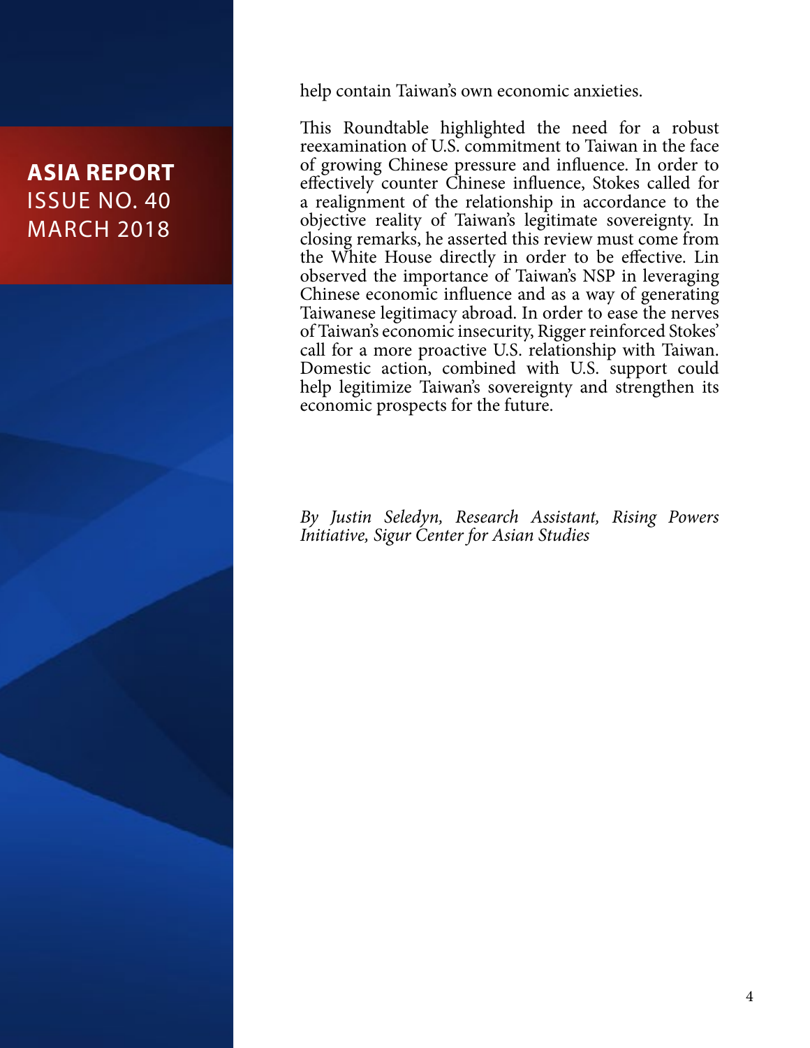help contain Taiwan's own economic anxieties.

This Roundtable highlighted the need for a robust reexamination of U.S. commitment to Taiwan in the face of growing Chinese pressure and influence. In order to effectively counter Chinese influence, Stokes called for a realignment of the relationship in accordance to the objective reality of Taiwan's legitimate sovereignty. In closing remarks, he asserted this review must come from the White House directly in order to be effective. Lin observed the importance of Taiwan's NSP in leveraging Chinese economic influence and as a way of generating Taiwanese legitimacy abroad. In order to ease the nerves of Taiwan's economic insecurity, Rigger reinforced Stokes' call for a more proactive U.S. relationship with Taiwan. Domestic action, combined with U.S. support could help legitimize Taiwan's sovereignty and strengthen its economic prospects for the future.

*By Justin Seledyn, Research Assistant, Rising Powers Initiative, Sigur Center for Asian Studies*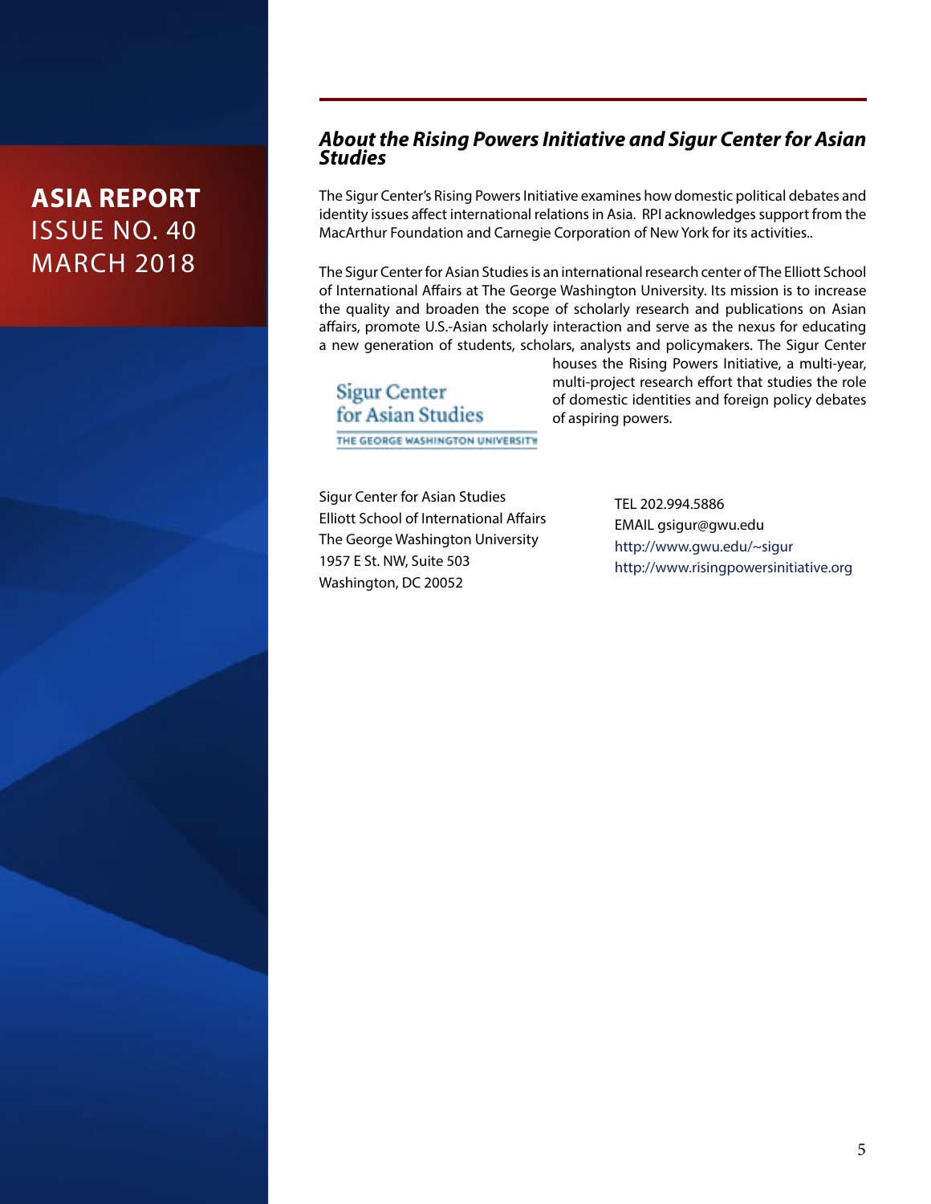**ASIA REPORT**
ISSUE NO. 40
MARCH 2018

## *About the Rising Powers Initiative and Sigur Center for Asian Studies*

The Sigur Center's Rising Powers Initiative examines how domestic political debates and identity issues affect international relations in Asia. RPI acknowledges support from the MacArthur Foundation and Carnegie Corporation of New York for its activities..

The Sigur Center for Asian Studies is an international research center of The Elliott School of International Affairs at The George Washington University. Its mission is to increase the quality and broaden the scope of scholarly research and publications on Asian affairs, promote U.S.-Asian scholarly interaction and serve as the nexus for educating a new generation of students, scholars, analysts and policymakers. The Sigur Center houses the Rising Powers Initiative, a multi-year, multi-project research effort that studies the role of domestic identities and foreign policy debates of aspiring powers.

Sigur Center
for Asian Studies
THE GEORGE WASHINGTON UNIVERSITY

Sigur Center for Asian Studies
Elliott School of International Affairs
The George Washington University
1957 E St. NW, Suite 503
Washington, DC 20052

TEL 202.994.5886
EMAIL gsigur@gwu.edu
http://www.gwu.edu/~sigur
http://www.risingpowersinitiative.org